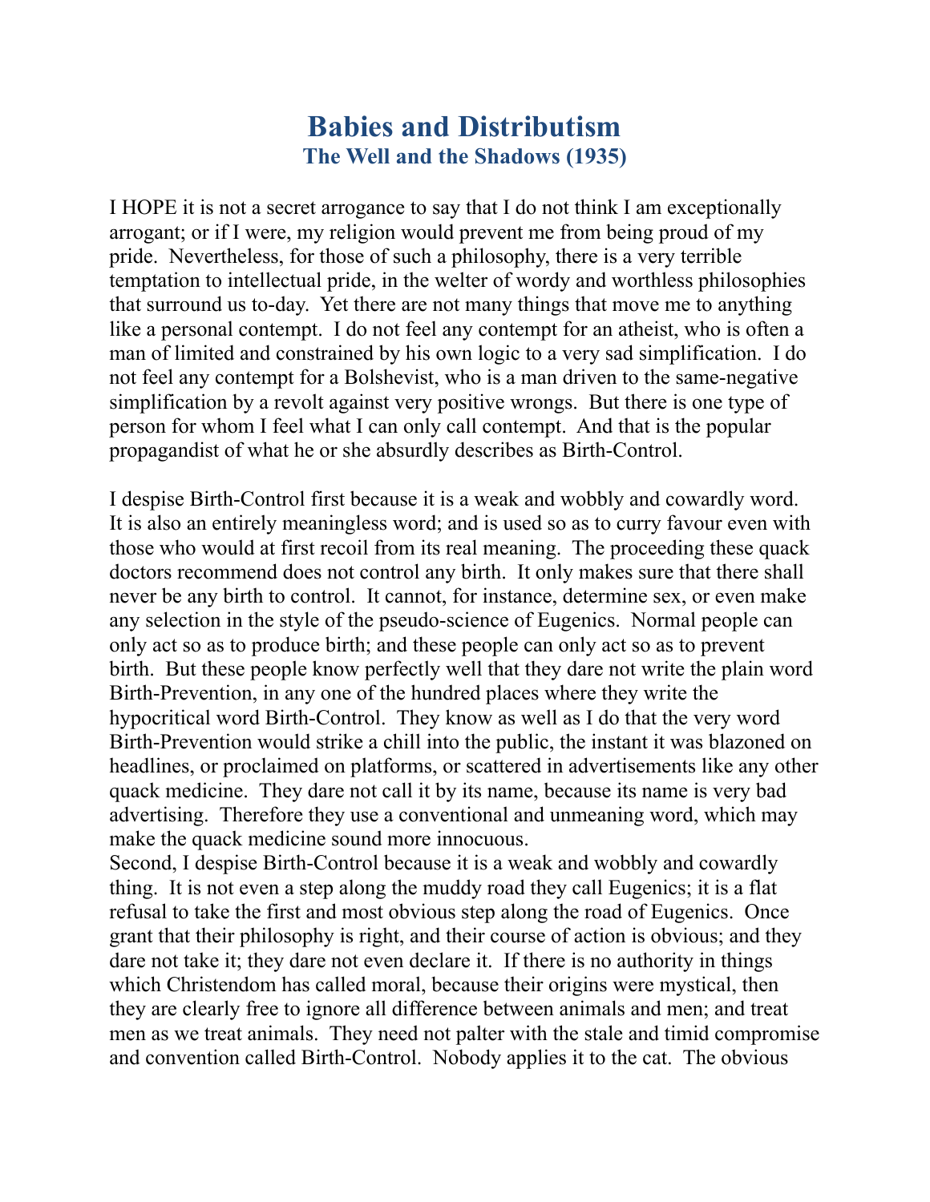# Babies and Distributism
## The Well and the Shadows (1935)

I HOPE it is not a secret arrogance to say that I do not think I am exceptionally arrogant; or if I were, my religion would prevent me from being proud of my pride. Nevertheless, for those of such a philosophy, there is a very terrible temptation to intellectual pride, in the welter of wordy and worthless philosophies that surround us to-day. Yet there are not many things that move me to anything like a personal contempt. I do not feel any contempt for an atheist, who is often a man of limited and constrained by his own logic to a very sad simplification. I do not feel any contempt for a Bolshevist, who is a man driven to the same-negative simplification by a revolt against very positive wrongs. But there is one type of person for whom I feel what I can only call contempt. And that is the popular propagandist of what he or she absurdly describes as Birth-Control.

I despise Birth-Control first because it is a weak and wobbly and cowardly word. It is also an entirely meaningless word; and is used so as to curry favour even with those who would at first recoil from its real meaning. The proceeding these quack doctors recommend does not control any birth. It only makes sure that there shall never be any birth to control. It cannot, for instance, determine sex, or even make any selection in the style of the pseudo-science of Eugenics. Normal people can only act so as to produce birth; and these people can only act so as to prevent birth. But these people know perfectly well that they dare not write the plain word Birth-Prevention, in any one of the hundred places where they write the hypocritical word Birth-Control. They know as well as I do that the very word Birth-Prevention would strike a chill into the public, the instant it was blazoned on headlines, or proclaimed on platforms, or scattered in advertisements like any other quack medicine. They dare not call it by its name, because its name is very bad advertising. Therefore they use a conventional and unmeaning word, which may make the quack medicine sound more innocuous.

Second, I despise Birth-Control because it is a weak and wobbly and cowardly thing. It is not even a step along the muddy road they call Eugenics; it is a flat refusal to take the first and most obvious step along the road of Eugenics. Once grant that their philosophy is right, and their course of action is obvious; and they dare not take it; they dare not even declare it. If there is no authority in things which Christendom has called moral, because their origins were mystical, then they are clearly free to ignore all difference between animals and men; and treat men as we treat animals. They need not palter with the stale and timid compromise and convention called Birth-Control. Nobody applies it to the cat. The obvious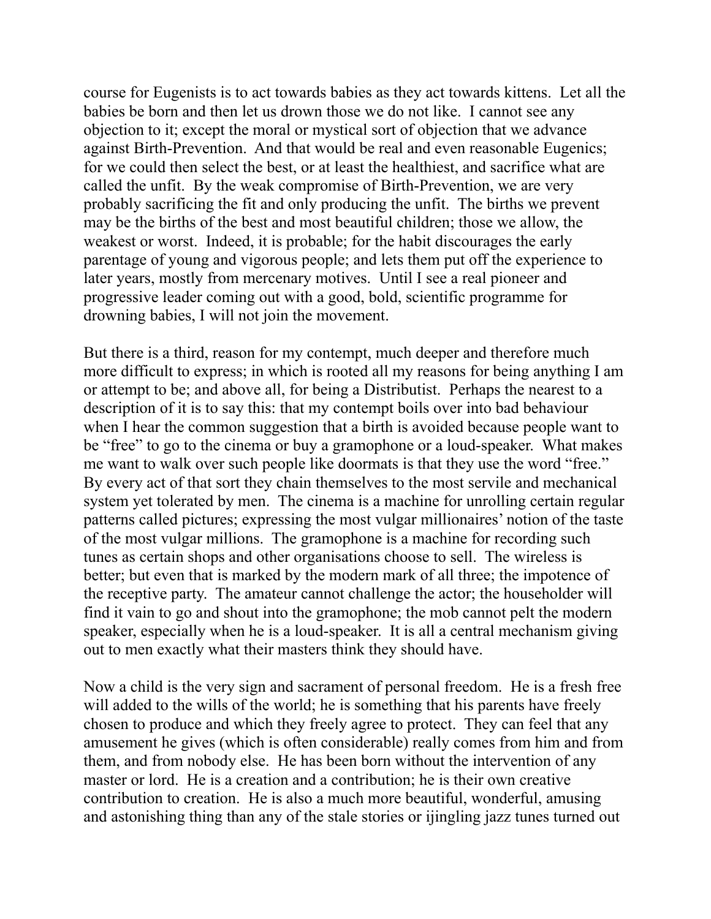course for Eugenists is to act towards babies as they act towards kittens. Let all the babies be born and then let us drown those we do not like. I cannot see any objection to it; except the moral or mystical sort of objection that we advance against Birth-Prevention. And that would be real and even reasonable Eugenics; for we could then select the best, or at least the healthiest, and sacrifice what are called the unfit. By the weak compromise of Birth-Prevention, we are very probably sacrificing the fit and only producing the unfit. The births we prevent may be the births of the best and most beautiful children; those we allow, the weakest or worst. Indeed, it is probable; for the habit discourages the early parentage of young and vigorous people; and lets them put off the experience to later years, mostly from mercenary motives. Until I see a real pioneer and progressive leader coming out with a good, bold, scientific programme for drowning babies, I will not join the movement.

But there is a third, reason for my contempt, much deeper and therefore much more difficult to express; in which is rooted all my reasons for being anything I am or attempt to be; and above all, for being a Distributist. Perhaps the nearest to a description of it is to say this: that my contempt boils over into bad behaviour when I hear the common suggestion that a birth is avoided because people want to be "free" to go to the cinema or buy a gramophone or a loud-speaker. What makes me want to walk over such people like doormats is that they use the word "free." By every act of that sort they chain themselves to the most servile and mechanical system yet tolerated by men. The cinema is a machine for unrolling certain regular patterns called pictures; expressing the most vulgar millionaires' notion of the taste of the most vulgar millions. The gramophone is a machine for recording such tunes as certain shops and other organisations choose to sell. The wireless is better; but even that is marked by the modern mark of all three; the impotence of the receptive party. The amateur cannot challenge the actor; the householder will find it vain to go and shout into the gramophone; the mob cannot pelt the modern speaker, especially when he is a loud-speaker. It is all a central mechanism giving out to men exactly what their masters think they should have.

Now a child is the very sign and sacrament of personal freedom. He is a fresh free will added to the wills of the world; he is something that his parents have freely chosen to produce and which they freely agree to protect. They can feel that any amusement he gives (which is often considerable) really comes from him and from them, and from nobody else. He has been born without the intervention of any master or lord. He is a creation and a contribution; he is their own creative contribution to creation. He is also a much more beautiful, wonderful, amusing and astonishing thing than any of the stale stories or ijingling jazz tunes turned out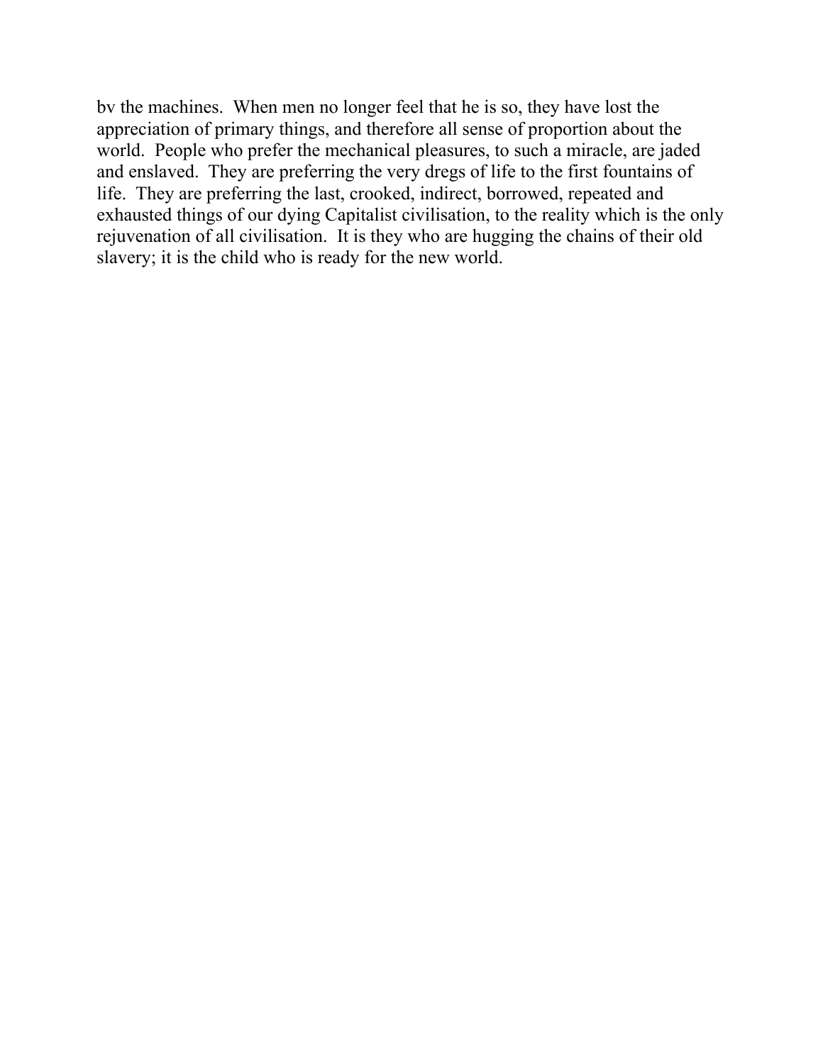bv the machines.  When men no longer feel that he is so, they have lost the appreciation of primary things, and therefore all sense of proportion about the world.  People who prefer the mechanical pleasures, to such a miracle, are jaded and enslaved.  They are preferring the very dregs of life to the first fountains of life.  They are preferring the last, crooked, indirect, borrowed, repeated and exhausted things of our dying Capitalist civilisation, to the reality which is the only rejuvenation of all civilisation.  It is they who are hugging the chains of their old slavery; it is the child who is ready for the new world.